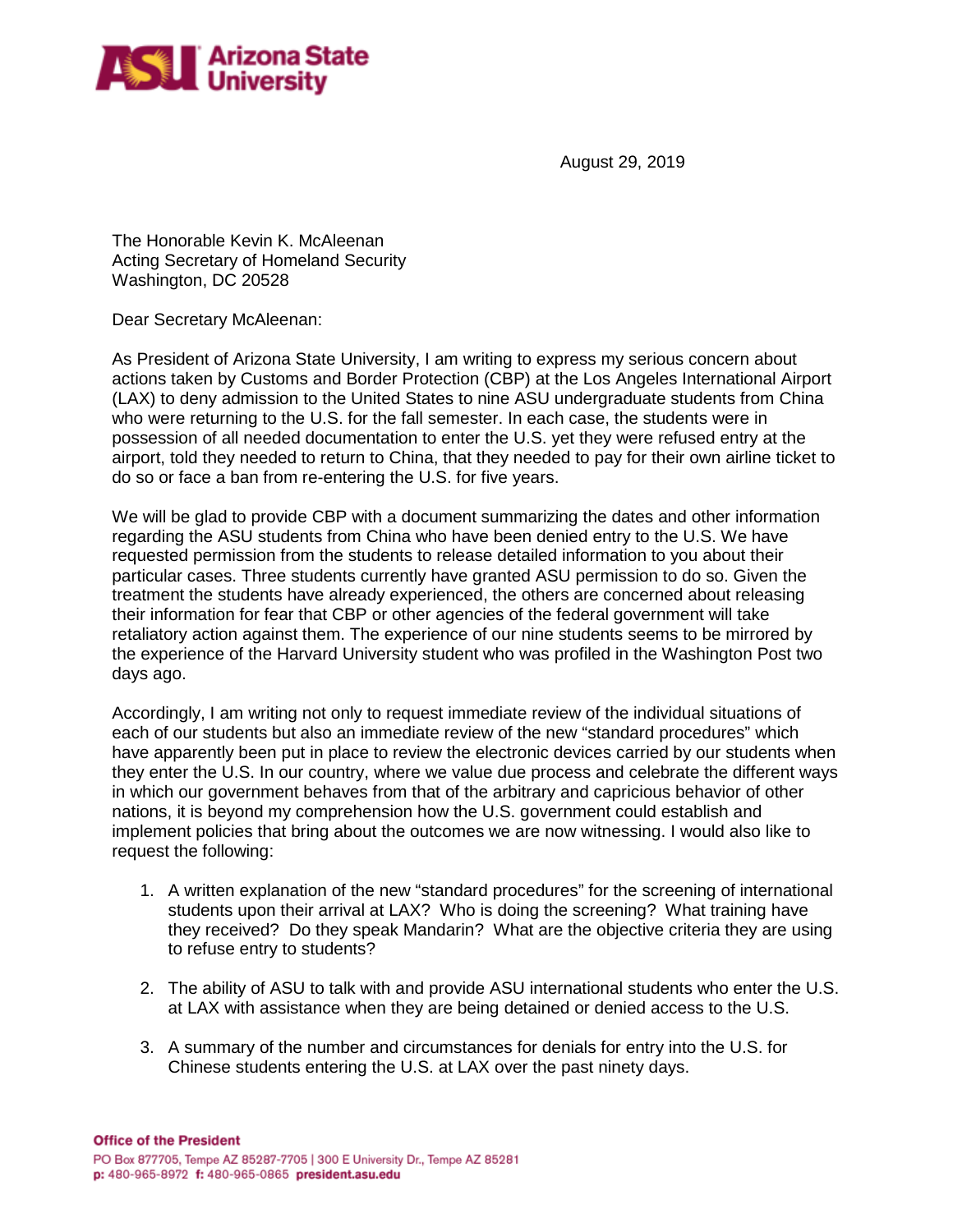August 29, 2019

The Honorable Kevin K. McAleenan
Acting Secretary of Homeland Security
Washington, DC 20528

Dear Secretary McAleenan:

As President of Arizona State University, I am writing to express my serious concern about actions taken by Customs and Border Protection (CBP) at the Los Angeles International Airport (LAX) to deny admission to the United States to nine ASU undergraduate students from China who were returning to the U.S. for the fall semester. In each case, the students were in possession of all needed documentation to enter the U.S. yet they were refused entry at the airport, told they needed to return to China, that they needed to pay for their own airline ticket to do so or face a ban from re-entering the U.S. for five years.

We will be glad to provide CBP with a document summarizing the dates and other information regarding the ASU students from China who have been denied entry to the U.S. We have requested permission from the students to release detailed information to you about their particular cases. Three students currently have granted ASU permission to do so. Given the treatment the students have already experienced, the others are concerned about releasing their information for fear that CBP or other agencies of the federal government will take retaliatory action against them. The experience of our nine students seems to be mirrored by the experience of the Harvard University student who was profiled in the Washington Post two days ago.

Accordingly, I am writing not only to request immediate review of the individual situations of each of our students but also an immediate review of the new "standard procedures" which have apparently been put in place to review the electronic devices carried by our students when they enter the U.S. In our country, where we value due process and celebrate the different ways in which our government behaves from that of the arbitrary and capricious behavior of other nations, it is beyond my comprehension how the U.S. government could establish and implement policies that bring about the outcomes we are now witnessing. I would also like to request the following:

1. A written explanation of the new "standard procedures" for the screening of international students upon their arrival at LAX? Who is doing the screening? What training have they received? Do they speak Mandarin? What are the objective criteria they are using to refuse entry to students?

2. The ability of ASU to talk with and provide ASU international students who enter the U.S. at LAX with assistance when they are being detained or denied access to the U.S.

3. A summary of the number and circumstances for denials for entry into the U.S. for Chinese students entering the U.S. at LAX over the past ninety days.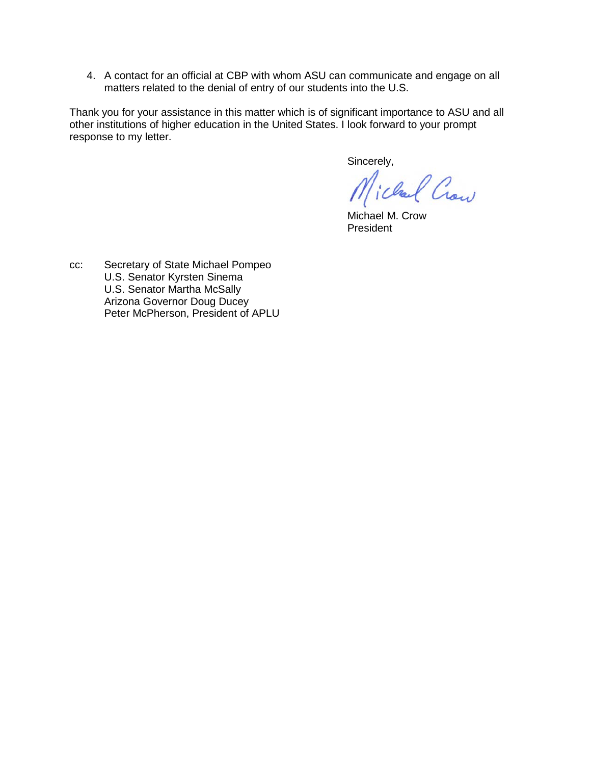4. A contact for an official at CBP with whom ASU can communicate and engage on all matters related to the denial of entry of our students into the U.S.

Thank you for your assistance in this matter which is of significant importance to ASU and all other institutions of higher education in the United States. I look forward to your prompt response to my letter.

Sincerely,

Michael Crow

Michael M. Crow
President

cc: Secretary of State Michael Pompeo
U.S. Senator Kyrsten Sinema
U.S. Senator Martha McSally
Arizona Governor Doug Ducey
Peter McPherson, President of APLU